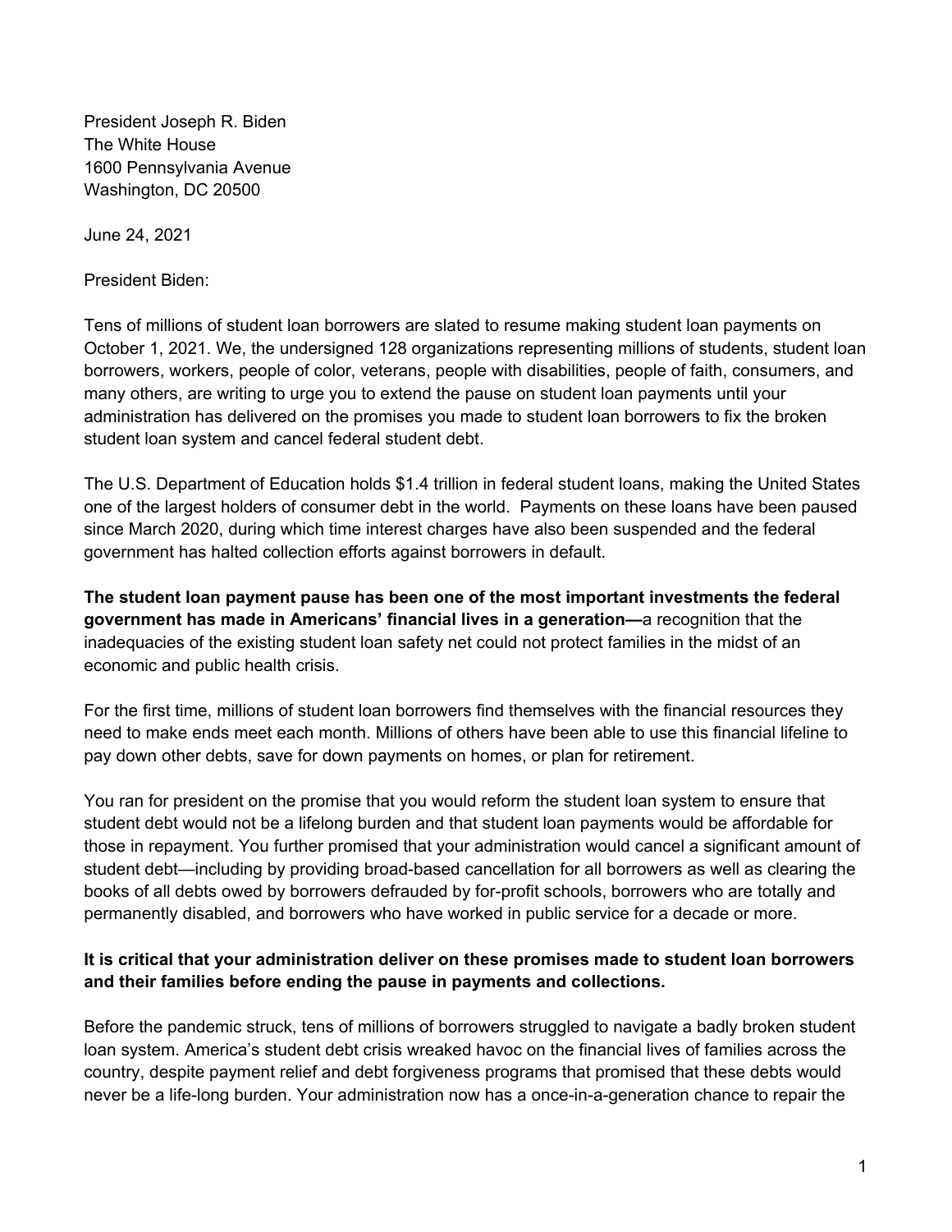President Joseph R. Biden
The White House
1600 Pennsylvania Avenue
Washington, DC 20500

June 24, 2021

President Biden:

Tens of millions of student loan borrowers are slated to resume making student loan payments on October 1, 2021. We, the undersigned 128 organizations representing millions of students, student loan borrowers, workers, people of color, veterans, people with disabilities, people of faith, consumers, and many others, are writing to urge you to extend the pause on student loan payments until your administration has delivered on the promises you made to student loan borrowers to fix the broken student loan system and cancel federal student debt.

The U.S. Department of Education holds $1.4 trillion in federal student loans, making the United States one of the largest holders of consumer debt in the world. Payments on these loans have been paused since March 2020, during which time interest charges have also been suspended and the federal government has halted collection efforts against borrowers in default.

**The student loan payment pause has been one of the most important investments the federal government has made in Americans' financial lives in a generation—**a recognition that the inadequacies of the existing student loan safety net could not protect families in the midst of an economic and public health crisis.

For the first time, millions of student loan borrowers find themselves with the financial resources they need to make ends meet each month. Millions of others have been able to use this financial lifeline to pay down other debts, save for down payments on homes, or plan for retirement.

You ran for president on the promise that you would reform the student loan system to ensure that student debt would not be a lifelong burden and that student loan payments would be affordable for those in repayment. You further promised that your administration would cancel a significant amount of student debt—including by providing broad-based cancellation for all borrowers as well as clearing the books of all debts owed by borrowers defrauded by for-profit schools, borrowers who are totally and permanently disabled, and borrowers who have worked in public service for a decade or more.

**It is critical that your administration deliver on these promises made to student loan borrowers and their families before ending the pause in payments and collections.**

Before the pandemic struck, tens of millions of borrowers struggled to navigate a badly broken student loan system. America's student debt crisis wreaked havoc on the financial lives of families across the country, despite payment relief and debt forgiveness programs that promised that these debts would never be a life-long burden. Your administration now has a once-in-a-generation chance to repair the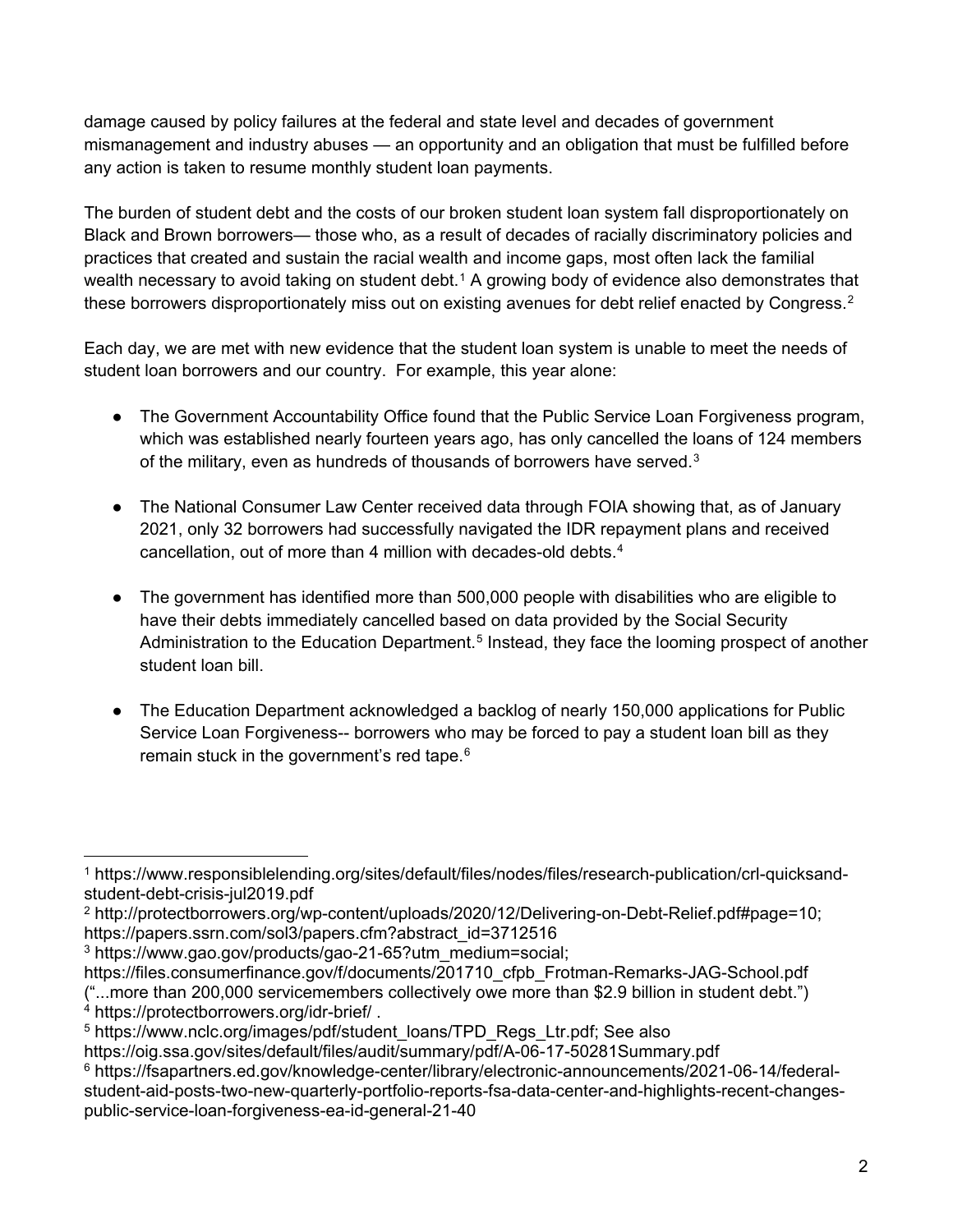damage caused by policy failures at the federal and state level and decades of government mismanagement and industry abuses — an opportunity and an obligation that must be fulfilled before any action is taken to resume monthly student loan payments.

The burden of student debt and the costs of our broken student loan system fall disproportionately on Black and Brown borrowers— those who, as a result of decades of racially discriminatory policies and practices that created and sustain the racial wealth and income gaps, most often lack the familial wealth necessary to avoid taking on student debt.[1] A growing body of evidence also demonstrates that these borrowers disproportionately miss out on existing avenues for debt relief enacted by Congress.[2]

Each day, we are met with new evidence that the student loan system is unable to meet the needs of student loan borrowers and our country. For example, this year alone:

- The Government Accountability Office found that the Public Service Loan Forgiveness program, which was established nearly fourteen years ago, has only cancelled the loans of 124 members of the military, even as hundreds of thousands of borrowers have served.[3]

- The National Consumer Law Center received data through FOIA showing that, as of January 2021, only 32 borrowers had successfully navigated the IDR repayment plans and received cancellation, out of more than 4 million with decades-old debts.[4]

- The government has identified more than 500,000 people with disabilities who are eligible to have their debts immediately cancelled based on data provided by the Social Security Administration to the Education Department.[5] Instead, they face the looming prospect of another student loan bill.

- The Education Department acknowledged a backlog of nearly 150,000 applications for Public Service Loan Forgiveness-- borrowers who may be forced to pay a student loan bill as they remain stuck in the government's red tape.[6]

---

[1] https://www.responsiblelending.org/sites/default/files/nodes/files/research-publication/crl-quicksand-student-debt-crisis-jul2019.pdf

[2] http://protectborrowers.org/wp-content/uploads/2020/12/Delivering-on-Debt-Relief.pdf#page=10; https://papers.ssrn.com/sol3/papers.cfm?abstract_id=3712516

[3] https://www.gao.gov/products/gao-21-65?utm_medium=social; https://files.consumerfinance.gov/f/documents/201710_cfpb_Frotman-Remarks-JAG-School.pdf ("...more than 200,000 servicemembers collectively owe more than $2.9 billion in student debt.")

[4] https://protectborrowers.org/idr-brief/ .

[5] https://www.nclc.org/images/pdf/student_loans/TPD_Regs_Ltr.pdf; See also https://oig.ssa.gov/sites/default/files/audit/summary/pdf/A-06-17-50281Summary.pdf

[6] https://fsapartners.ed.gov/knowledge-center/library/electronic-announcements/2021-06-14/federal-student-aid-posts-two-new-quarterly-portfolio-reports-fsa-data-center-and-highlights-recent-changes-public-service-loan-forgiveness-ea-id-general-21-40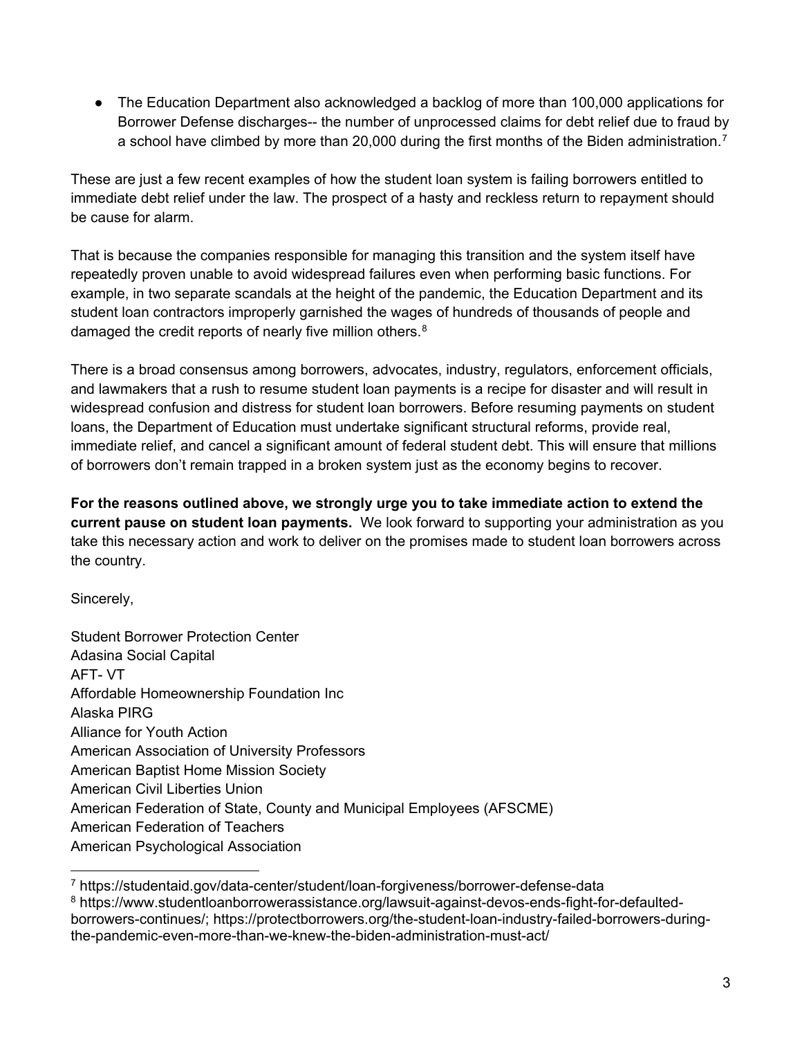- The Education Department also acknowledged a backlog of more than 100,000 applications for Borrower Defense discharges-- the number of unprocessed claims for debt relief due to fraud by a school have climbed by more than 20,000 during the first months of the Biden administration.[7]

These are just a few recent examples of how the student loan system is failing borrowers entitled to immediate debt relief under the law. The prospect of a hasty and reckless return to repayment should be cause for alarm.

That is because the companies responsible for managing this transition and the system itself have repeatedly proven unable to avoid widespread failures even when performing basic functions. For example, in two separate scandals at the height of the pandemic, the Education Department and its student loan contractors improperly garnished the wages of hundreds of thousands of people and damaged the credit reports of nearly five million others.[8]

There is a broad consensus among borrowers, advocates, industry, regulators, enforcement officials, and lawmakers that a rush to resume student loan payments is a recipe for disaster and will result in widespread confusion and distress for student loan borrowers. Before resuming payments on student loans, the Department of Education must undertake significant structural reforms, provide real, immediate relief, and cancel a significant amount of federal student debt. This will ensure that millions of borrowers don't remain trapped in a broken system just as the economy begins to recover.

**For the reasons outlined above, we strongly urge you to take immediate action to extend the current pause on student loan payments.** We look forward to supporting your administration as you take this necessary action and work to deliver on the promises made to student loan borrowers across the country.

Sincerely,

Student Borrower Protection Center
Adasina Social Capital
AFT- VT
Affordable Homeownership Foundation Inc
Alaska PIRG
Alliance for Youth Action
American Association of University Professors
American Baptist Home Mission Society
American Civil Liberties Union
American Federation of State, County and Municipal Employees (AFSCME)
American Federation of Teachers
American Psychological Association

---

[7] https://studentaid.gov/data-center/student/loan-forgiveness/borrower-defense-data

[8] https://www.studentloanborrowerassistance.org/lawsuit-against-devos-ends-fight-for-defaulted-borrowers-continues/; https://protectborrowers.org/the-student-loan-industry-failed-borrowers-during-the-pandemic-even-more-than-we-knew-the-biden-administration-must-act/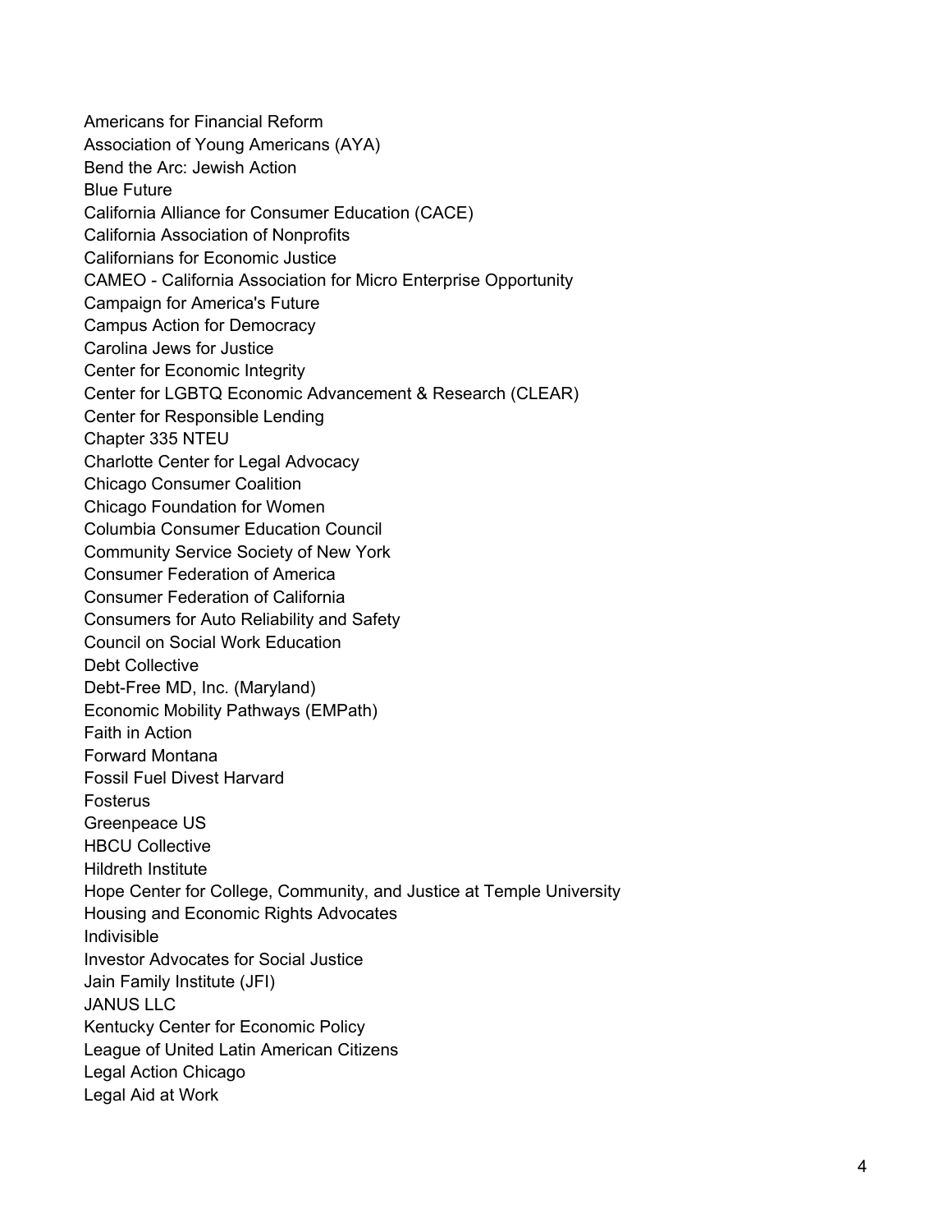Americans for Financial Reform
Association of Young Americans (AYA)
Bend the Arc: Jewish Action
Blue Future
California Alliance for Consumer Education (CACE)
California Association of Nonprofits
Californians for Economic Justice
CAMEO - California Association for Micro Enterprise Opportunity
Campaign for America's Future
Campus Action for Democracy
Carolina Jews for Justice
Center for Economic Integrity
Center for LGBTQ Economic Advancement & Research (CLEAR)
Center for Responsible Lending
Chapter 335 NTEU
Charlotte Center for Legal Advocacy
Chicago Consumer Coalition
Chicago Foundation for Women
Columbia Consumer Education Council
Community Service Society of New York
Consumer Federation of America
Consumer Federation of California
Consumers for Auto Reliability and Safety
Council on Social Work Education
Debt Collective
Debt-Free MD, Inc. (Maryland)
Economic Mobility Pathways (EMPath)
Faith in Action
Forward Montana
Fossil Fuel Divest Harvard
Fosterus
Greenpeace US
HBCU Collective
Hildreth Institute
Hope Center for College, Community, and Justice at Temple University
Housing and Economic Rights Advocates
Indivisible
Investor Advocates for Social Justice
Jain Family Institute (JFI)
JANUS LLC
Kentucky Center for Economic Policy
League of United Latin American Citizens
Legal Action Chicago
Legal Aid at Work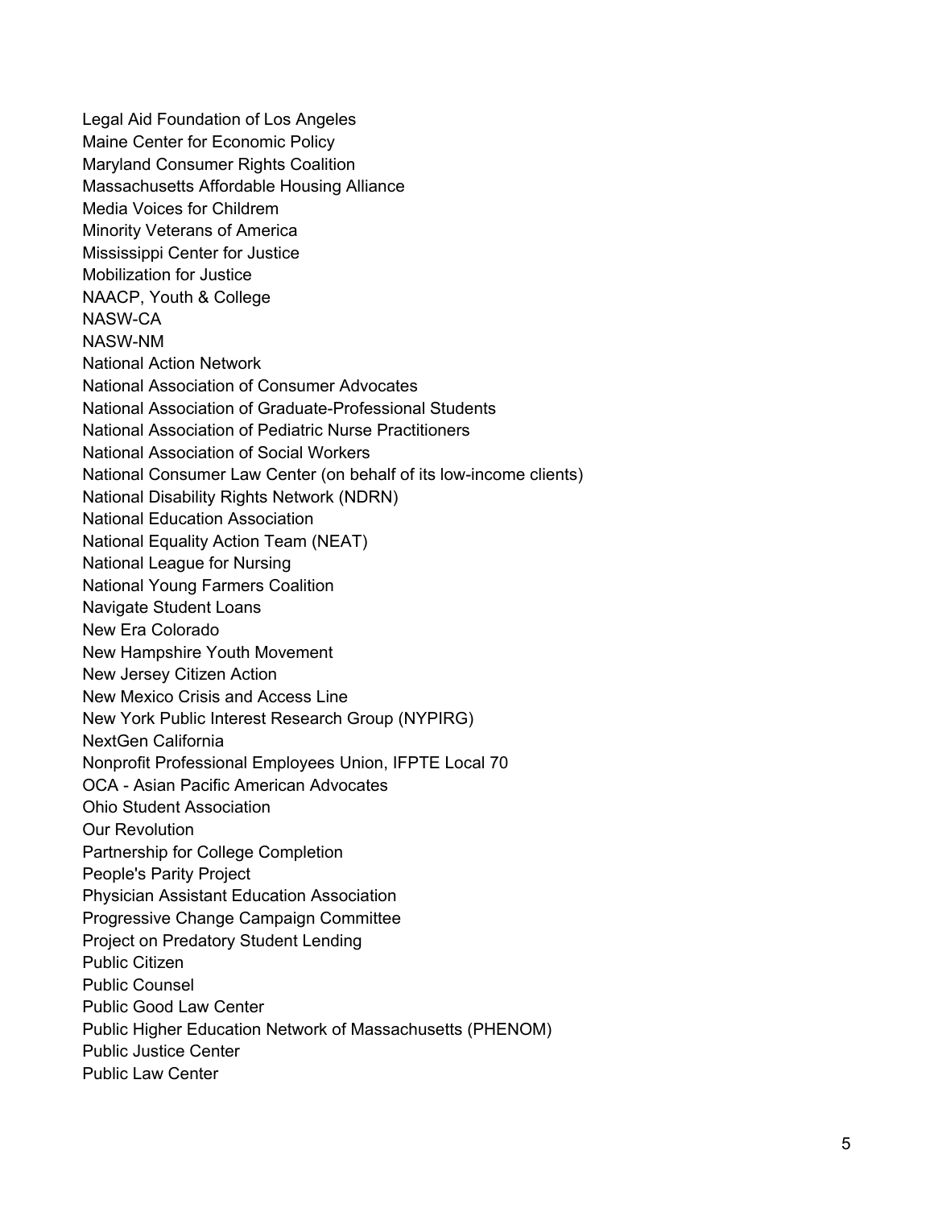Legal Aid Foundation of Los Angeles
Maine Center for Economic Policy
Maryland Consumer Rights Coalition
Massachusetts Affordable Housing Alliance
Media Voices for Childrem
Minority Veterans of America
Mississippi Center for Justice
Mobilization for Justice
NAACP, Youth & College
NASW-CA
NASW-NM
National Action Network
National Association of Consumer Advocates
National Association of Graduate-Professional Students
National Association of Pediatric Nurse Practitioners
National Association of Social Workers
National Consumer Law Center (on behalf of its low-income clients)
National Disability Rights Network (NDRN)
National Education Association
National Equality Action Team (NEAT)
National League for Nursing
National Young Farmers Coalition
Navigate Student Loans
New Era Colorado
New Hampshire Youth Movement
New Jersey Citizen Action
New Mexico Crisis and Access Line
New York Public Interest Research Group (NYPIRG)
NextGen California
Nonprofit Professional Employees Union, IFPTE Local 70
OCA - Asian Pacific American Advocates
Ohio Student Association
Our Revolution
Partnership for College Completion
People's Parity Project
Physician Assistant Education Association
Progressive Change Campaign Committee
Project on Predatory Student Lending
Public Citizen
Public Counsel
Public Good Law Center
Public Higher Education Network of Massachusetts (PHENOM)
Public Justice Center
Public Law Center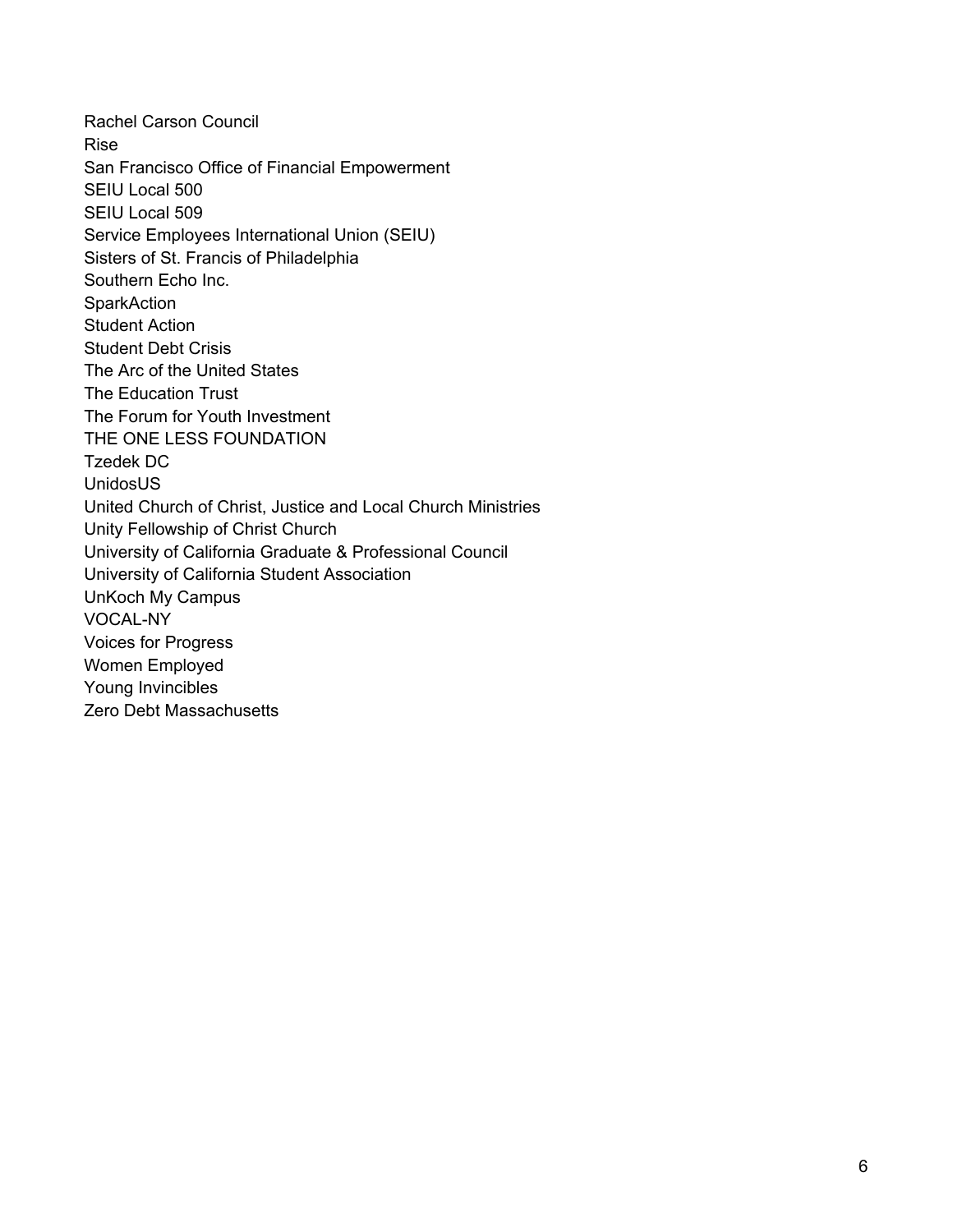Rachel Carson Council
Rise
San Francisco Office of Financial Empowerment
SEIU Local 500
SEIU Local 509
Service Employees International Union (SEIU)
Sisters of St. Francis of Philadelphia
Southern Echo Inc.
SparkAction
Student Action
Student Debt Crisis
The Arc of the United States
The Education Trust
The Forum for Youth Investment
THE ONE LESS FOUNDATION
Tzedek DC
UnidosUS
United Church of Christ, Justice and Local Church Ministries
Unity Fellowship of Christ Church
University of California Graduate & Professional Council
University of California Student Association
UnKoch My Campus
VOCAL-NY
Voices for Progress
Women Employed
Young Invincibles
Zero Debt Massachusetts